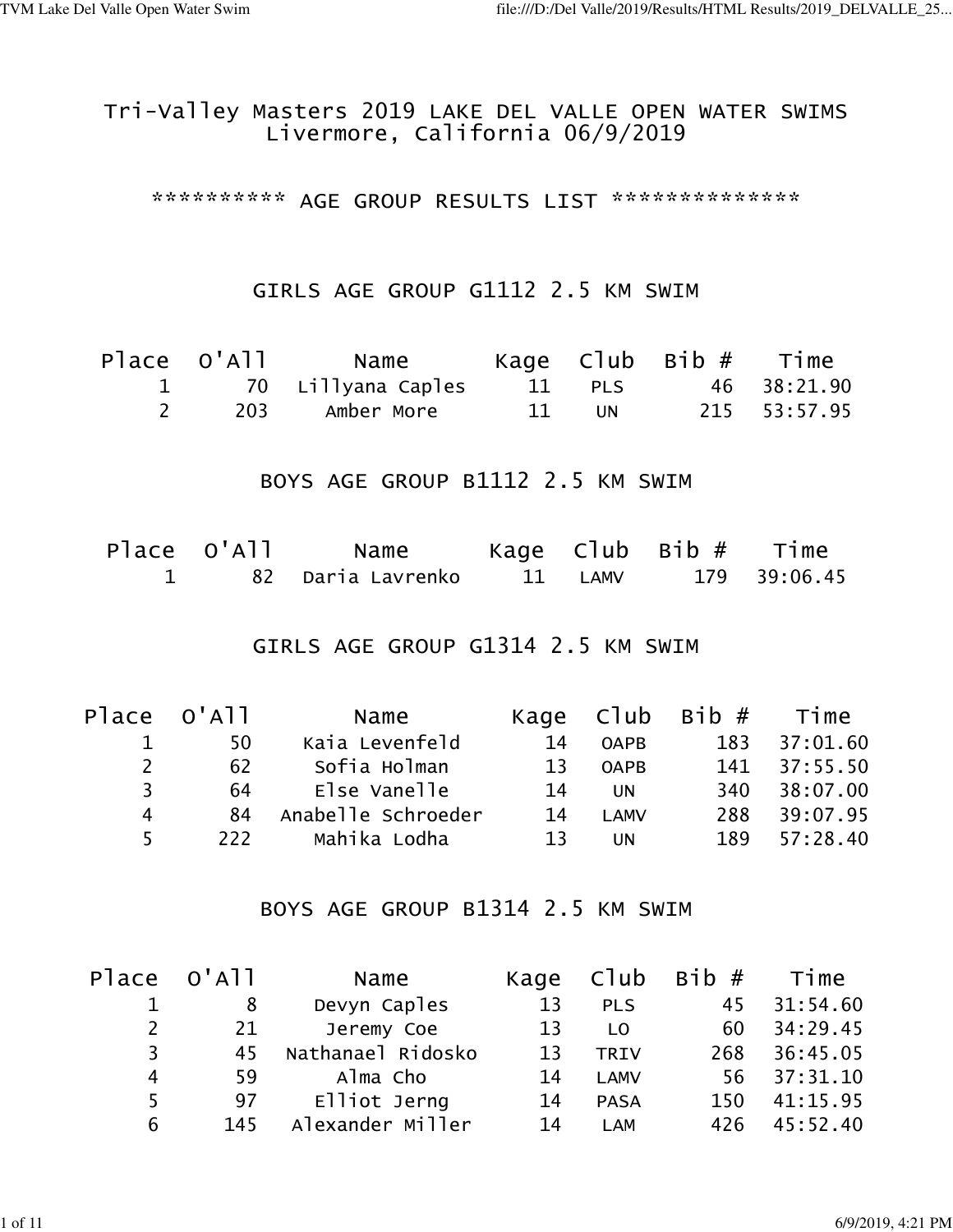# Tri-Valley Masters 2019 LAKE DEL VALLE OPEN WATER SWIMS
## Livermore, California 06/9/2019

********** AGE GROUP RESULTS LIST **************

### GIRLS AGE GROUP G1112 2.5 KM SWIM

| Place | O'All | Name | Kage | Club | Bib # | Time |
|---|---|---|---|---|---|---|
| 1 | 70 | Lillyana Caples | 11 | PLS | 46 | 38:21.90 |
| 2 | 203 | Amber More | 11 | UN | 215 | 53:57.95 |

### BOYS AGE GROUP B1112 2.5 KM SWIM

| Place | O'All | Name | Kage | Club | Bib # | Time |
|---|---|---|---|---|---|---|
| 1 | 82 | Daria Lavrenko | 11 | LAMV | 179 | 39:06.45 |

### GIRLS AGE GROUP G1314 2.5 KM SWIM

| Place | O'All | Name | Kage | Club | Bib # | Time |
|---|---|---|---|---|---|---|
| 1 | 50 | Kaia Levenfeld | 14 | OAPB | 183 | 37:01.60 |
| 2 | 62 | Sofia Holman | 13 | OAPB | 141 | 37:55.50 |
| 3 | 64 | Else Vanelle | 14 | UN | 340 | 38:07.00 |
| 4 | 84 | Anabelle Schroeder | 14 | LAMV | 288 | 39:07.95 |
| 5 | 222 | Mahika Lodha | 13 | UN | 189 | 57:28.40 |

### BOYS AGE GROUP B1314 2.5 KM SWIM

| Place | O'All | Name | Kage | Club | Bib # | Time |
|---|---|---|---|---|---|---|
| 1 | 8 | Devyn Caples | 13 | PLS | 45 | 31:54.60 |
| 2 | 21 | Jeremy Coe | 13 | LO | 60 | 34:29.45 |
| 3 | 45 | Nathanael Ridosko | 13 | TRIV | 268 | 36:45.05 |
| 4 | 59 | Alma Cho | 14 | LAMV | 56 | 37:31.10 |
| 5 | 97 | Elliot Jerng | 14 | PASA | 150 | 41:15.95 |
| 6 | 145 | Alexander Miller | 14 | LAM | 426 | 45:52.40 |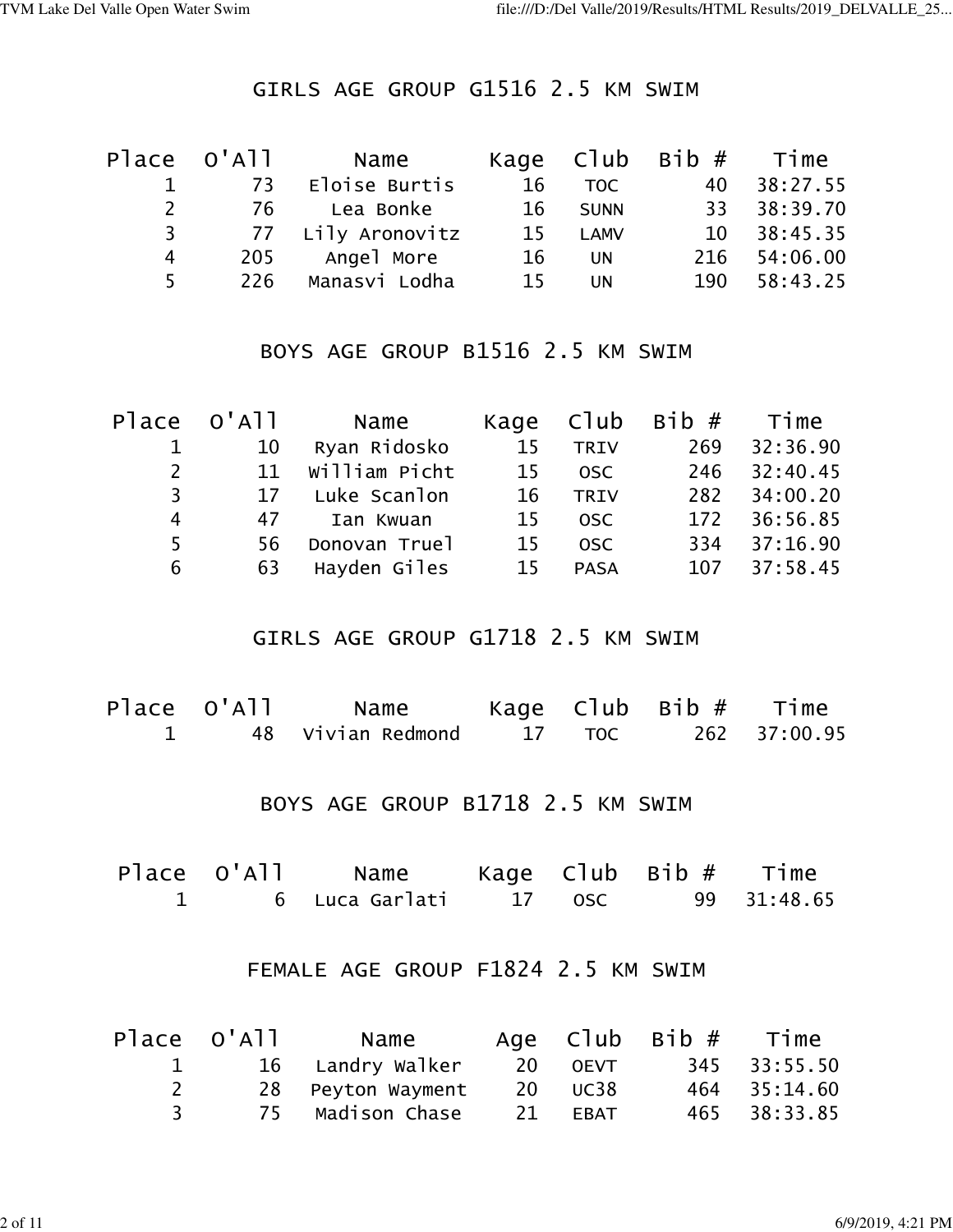## GIRLS AGE GROUP G1516 2.5 KM SWIM

| Place | O'All | Name | Kage | Club | Bib # | Time |
|---|---|---|---|---|---|---|
| 1 | 73 | Eloise Burtis | 16 | TOC | 40 | 38:27.55 |
| 2 | 76 | Lea Bonke | 16 | SUNN | 33 | 38:39.70 |
| 3 | 77 | Lily Aronovitz | 15 | LAMV | 10 | 38:45.35 |
| 4 | 205 | Angel More | 16 | UN | 216 | 54:06.00 |
| 5 | 226 | Manasvi Lodha | 15 | UN | 190 | 58:43.25 |

## BOYS AGE GROUP B1516 2.5 KM SWIM

| Place | O'All | Name | Kage | Club | Bib # | Time |
|---|---|---|---|---|---|---|
| 1 | 10 | Ryan Ridosko | 15 | TRIV | 269 | 32:36.90 |
| 2 | 11 | William Picht | 15 | OSC | 246 | 32:40.45 |
| 3 | 17 | Luke Scanlon | 16 | TRIV | 282 | 34:00.20 |
| 4 | 47 | Ian Kwuan | 15 | OSC | 172 | 36:56.85 |
| 5 | 56 | Donovan Truel | 15 | OSC | 334 | 37:16.90 |
| 6 | 63 | Hayden Giles | 15 | PASA | 107 | 37:58.45 |

## GIRLS AGE GROUP G1718 2.5 KM SWIM

| Place | O'All | Name | Kage | Club | Bib # | Time |
|---|---|---|---|---|---|---|
| 1 | 48 | Vivian Redmond | 17 | TOC | 262 | 37:00.95 |

## BOYS AGE GROUP B1718 2.5 KM SWIM

| Place | O'All | Name | Kage | Club | Bib # | Time |
|---|---|---|---|---|---|---|
| 1 | 6 | Luca Garlati | 17 | OSC | 99 | 31:48.65 |

## FEMALE AGE GROUP F1824 2.5 KM SWIM

| Place | O'All | Name | Age | Club | Bib # | Time |
|---|---|---|---|---|---|---|
| 1 | 16 | Landry Walker | 20 | OEVT | 345 | 33:55.50 |
| 2 | 28 | Peyton Wayment | 20 | UC38 | 464 | 35:14.60 |
| 3 | 75 | Madison Chase | 21 | EBAT | 465 | 38:33.85 |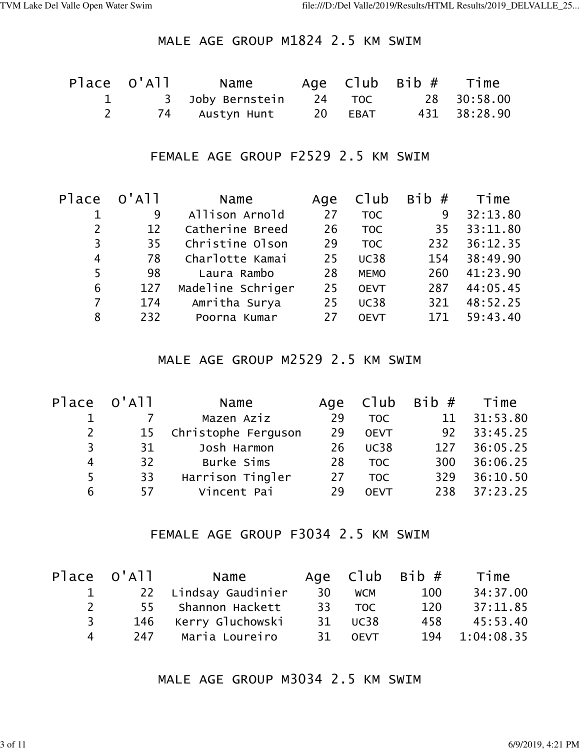## MALE AGE GROUP M1824 2.5 KM SWIM

| Place | O'All | Name | Age | Club | Bib # | Time |
|---|---|---|---|---|---|---|
| 1 | 3 | Joby Bernstein | 24 | TOC | 28 | 30:58.00 |
| 2 | 74 | Austyn Hunt | 20 | EBAT | 431 | 38:28.90 |

## FEMALE AGE GROUP F2529 2.5 KM SWIM

| Place | O'All | Name | Age | Club | Bib # | Time |
|---|---|---|---|---|---|---|
| 1 | 9 | Allison Arnold | 27 | TOC | 9 | 32:13.80 |
| 2 | 12 | Catherine Breed | 26 | TOC | 35 | 33:11.80 |
| 3 | 35 | Christine Olson | 29 | TOC | 232 | 36:12.35 |
| 4 | 78 | Charlotte Kamai | 25 | UC38 | 154 | 38:49.90 |
| 5 | 98 | Laura Rambo | 28 | MEMO | 260 | 41:23.90 |
| 6 | 127 | Madeline Schriger | 25 | OEVT | 287 | 44:05.45 |
| 7 | 174 | Amritha Surya | 25 | UC38 | 321 | 48:52.25 |
| 8 | 232 | Poorna Kumar | 27 | OEVT | 171 | 59:43.40 |

## MALE AGE GROUP M2529 2.5 KM SWIM

| Place | O'All | Name | Age | Club | Bib # | Time |
|---|---|---|---|---|---|---|
| 1 | 7 | Mazen Aziz | 29 | TOC | 11 | 31:53.80 |
| 2 | 15 | Christophe Ferguson | 29 | OEVT | 92 | 33:45.25 |
| 3 | 31 | Josh Harmon | 26 | UC38 | 127 | 36:05.25 |
| 4 | 32 | Burke Sims | 28 | TOC | 300 | 36:06.25 |
| 5 | 33 | Harrison Tingler | 27 | TOC | 329 | 36:10.50 |
| 6 | 57 | Vincent Pai | 29 | OEVT | 238 | 37:23.25 |

## FEMALE AGE GROUP F3034 2.5 KM SWIM

| Place | O'All | Name | Age | Club | Bib # | Time |
|---|---|---|---|---|---|---|
| 1 | 22 | Lindsay Gaudinier | 30 | WCM | 100 | 34:37.00 |
| 2 | 55 | Shannon Hackett | 33 | TOC | 120 | 37:11.85 |
| 3 | 146 | Kerry Gluchowski | 31 | UC38 | 458 | 45:53.40 |
| 4 | 247 | Maria Loureiro | 31 | OEVT | 194 | 1:04:08.35 |

## MALE AGE GROUP M3034 2.5 KM SWIM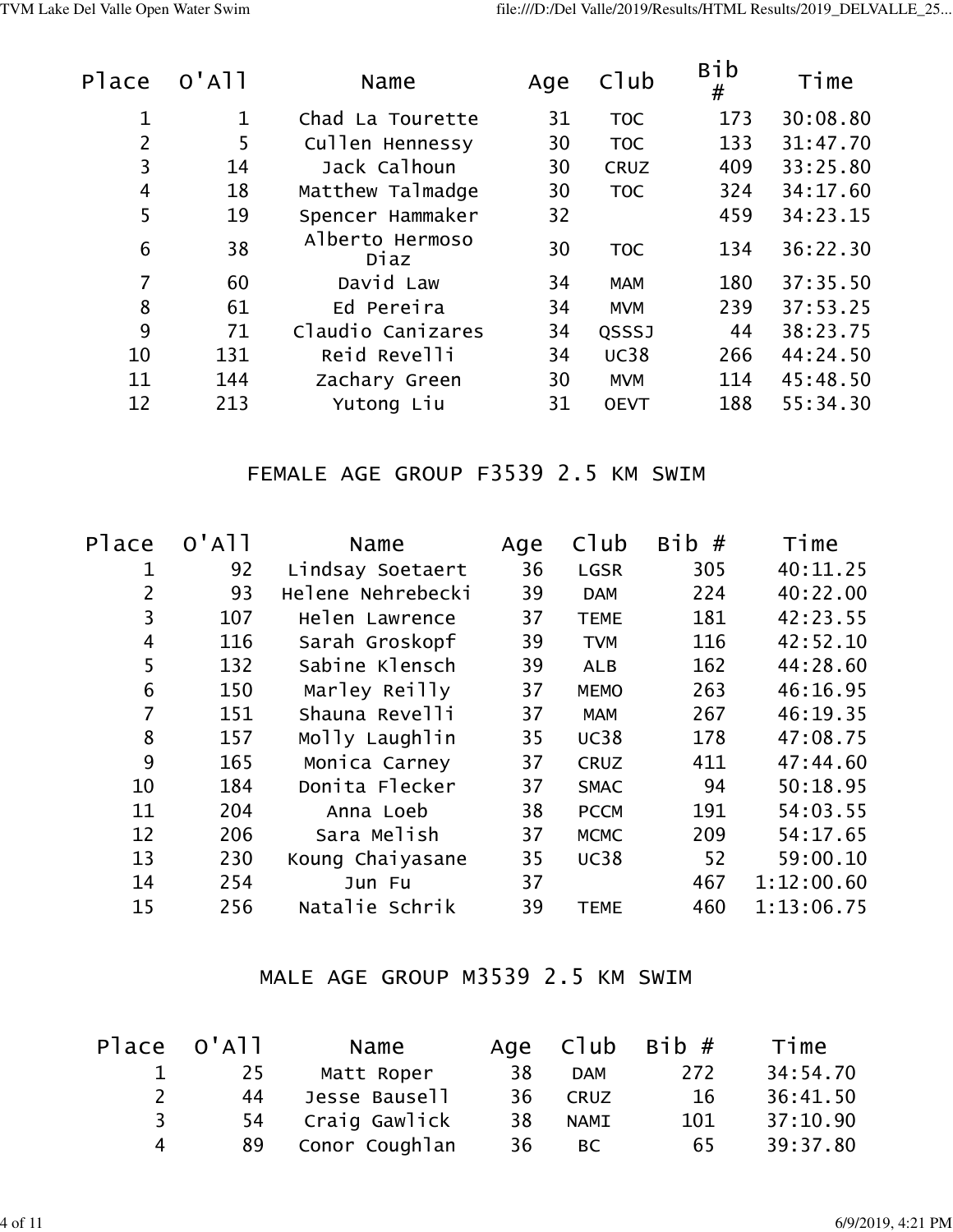| Place | O'All | Name | Age | Club | Bib # | Time |
|---|---|---|---|---|---|---|
| 1 | 1 | Chad La Tourette | 31 | TOC | 173 | 30:08.80 |
| 2 | 5 | Cullen Hennessy | 30 | TOC | 133 | 31:47.70 |
| 3 | 14 | Jack Calhoun | 30 | CRUZ | 409 | 33:25.80 |
| 4 | 18 | Matthew Talmadge | 30 | TOC | 324 | 34:17.60 |
| 5 | 19 | Spencer Hammaker | 32 | | 459 | 34:23.15 |
| 6 | 38 | Alberto Hermoso Diaz | 30 | TOC | 134 | 36:22.30 |
| 7 | 60 | David Law | 34 | MAM | 180 | 37:35.50 |
| 8 | 61 | Ed Pereira | 34 | MVM | 239 | 37:53.25 |
| 9 | 71 | Claudio Canizares | 34 | QSSSJ | 44 | 38:23.75 |
| 10 | 131 | Reid Revelli | 34 | UC38 | 266 | 44:24.50 |
| 11 | 144 | Zachary Green | 30 | MVM | 114 | 45:48.50 |
| 12 | 213 | Yutong Liu | 31 | OEVT | 188 | 55:34.30 |

## FEMALE AGE GROUP F3539 2.5 KM SWIM

| Place | O'All | Name | Age | Club | Bib # | Time |
|---|---|---|---|---|---|---|
| 1 | 92 | Lindsay Soetaert | 36 | LGSR | 305 | 40:11.25 |
| 2 | 93 | Helene Nehrebecki | 39 | DAM | 224 | 40:22.00 |
| 3 | 107 | Helen Lawrence | 37 | TEME | 181 | 42:23.55 |
| 4 | 116 | Sarah Groskopf | 39 | TVM | 116 | 42:52.10 |
| 5 | 132 | Sabine Klensch | 39 | ALB | 162 | 44:28.60 |
| 6 | 150 | Marley Reilly | 37 | MEMO | 263 | 46:16.95 |
| 7 | 151 | Shauna Revelli | 37 | MAM | 267 | 46:19.35 |
| 8 | 157 | Molly Laughlin | 35 | UC38 | 178 | 47:08.75 |
| 9 | 165 | Monica Carney | 37 | CRUZ | 411 | 47:44.60 |
| 10 | 184 | Donita Flecker | 37 | SMAC | 94 | 50:18.95 |
| 11 | 204 | Anna Loeb | 38 | PCCM | 191 | 54:03.55 |
| 12 | 206 | Sara Melish | 37 | MCMC | 209 | 54:17.65 |
| 13 | 230 | Koung Chaiyasane | 35 | UC38 | 52 | 59:00.10 |
| 14 | 254 | Jun Fu | 37 | | 467 | 1:12:00.60 |
| 15 | 256 | Natalie Schrik | 39 | TEME | 460 | 1:13:06.75 |

## MALE AGE GROUP M3539 2.5 KM SWIM

| Place | O'All | Name | Age | Club | Bib # | Time |
|---|---|---|---|---|---|---|
| 1 | 25 | Matt Roper | 38 | DAM | 272 | 34:54.70 |
| 2 | 44 | Jesse Bausell | 36 | CRUZ | 16 | 36:41.50 |
| 3 | 54 | Craig Gawlick | 38 | NAMI | 101 | 37:10.90 |
| 4 | 89 | Conor Coughlan | 36 | BC | 65 | 39:37.80 |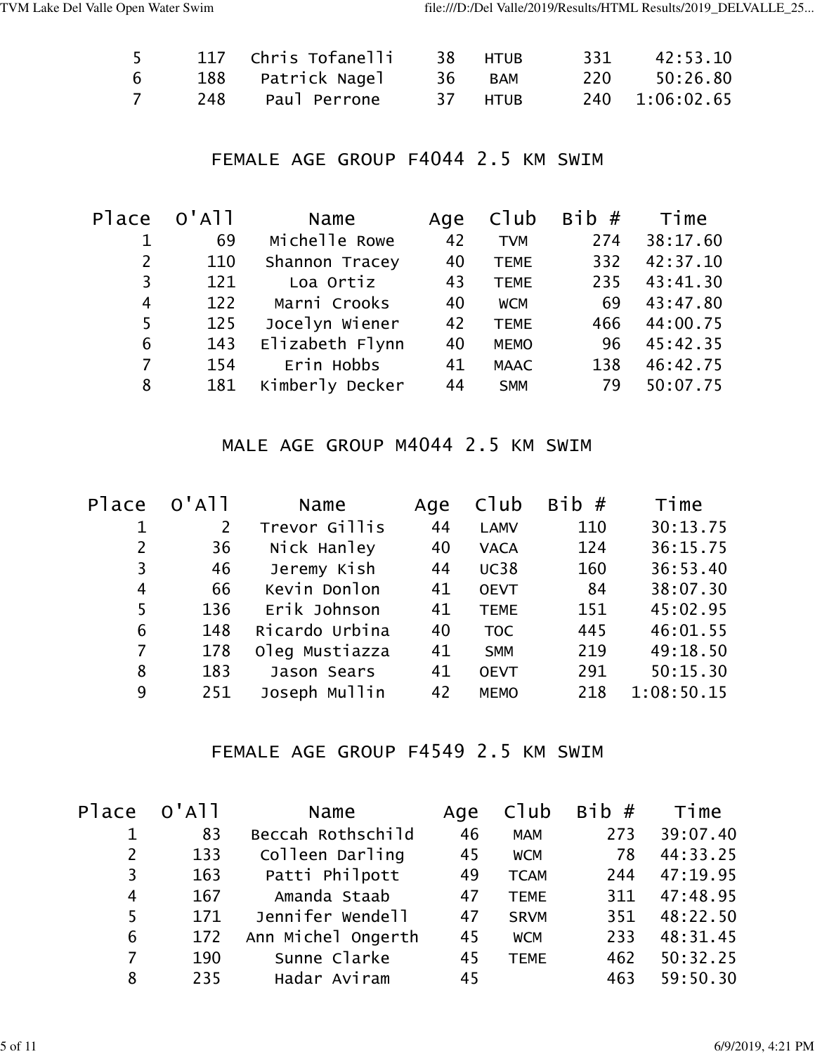| | | | | | | |
|---|---|---|---|---|---|---|
| 5 | 117 | Chris Tofanelli | 38 | HTUB | 331 | 42:53.10 |
| 6 | 188 | Patrick Nagel | 36 | BAM | 220 | 50:26.80 |
| 7 | 248 | Paul Perrone | 37 | HTUB | 240 | 1:06:02.65 |

## FEMALE AGE GROUP F4044 2.5 KM SWIM

| Place | O'All | Name | Age | Club | Bib # | Time |
|---|---|---|---|---|---|---|
| 1 | 69 | Michelle Rowe | 42 | TVM | 274 | 38:17.60 |
| 2 | 110 | Shannon Tracey | 40 | TEME | 332 | 42:37.10 |
| 3 | 121 | Loa Ortiz | 43 | TEME | 235 | 43:41.30 |
| 4 | 122 | Marni Crooks | 40 | WCM | 69 | 43:47.80 |
| 5 | 125 | Jocelyn Wiener | 42 | TEME | 466 | 44:00.75 |
| 6 | 143 | Elizabeth Flynn | 40 | MEMO | 96 | 45:42.35 |
| 7 | 154 | Erin Hobbs | 41 | MAAC | 138 | 46:42.75 |
| 8 | 181 | Kimberly Decker | 44 | SMM | 79 | 50:07.75 |

## MALE AGE GROUP M4044 2.5 KM SWIM

| Place | O'All | Name | Age | Club | Bib # | Time |
|---|---|---|---|---|---|---|
| 1 | 2 | Trevor Gillis | 44 | LAMV | 110 | 30:13.75 |
| 2 | 36 | Nick Hanley | 40 | VACA | 124 | 36:15.75 |
| 3 | 46 | Jeremy Kish | 44 | UC38 | 160 | 36:53.40 |
| 4 | 66 | Kevin Donlon | 41 | OEVT | 84 | 38:07.30 |
| 5 | 136 | Erik Johnson | 41 | TEME | 151 | 45:02.95 |
| 6 | 148 | Ricardo Urbina | 40 | TOC | 445 | 46:01.55 |
| 7 | 178 | Oleg Mustiazza | 41 | SMM | 219 | 49:18.50 |
| 8 | 183 | Jason Sears | 41 | OEVT | 291 | 50:15.30 |
| 9 | 251 | Joseph Mullin | 42 | MEMO | 218 | 1:08:50.15 |

## FEMALE AGE GROUP F4549 2.5 KM SWIM

| Place | O'All | Name | Age | Club | Bib # | Time |
|---|---|---|---|---|---|---|
| 1 | 83 | Beccah Rothschild | 46 | MAM | 273 | 39:07.40 |
| 2 | 133 | Colleen Darling | 45 | WCM | 78 | 44:33.25 |
| 3 | 163 | Patti Philpott | 49 | TCAM | 244 | 47:19.95 |
| 4 | 167 | Amanda Staab | 47 | TEME | 311 | 47:48.95 |
| 5 | 171 | Jennifer Wendell | 47 | SRVM | 351 | 48:22.50 |
| 6 | 172 | Ann Michel Ongerth | 45 | WCM | 233 | 48:31.45 |
| 7 | 190 | Sunne Clarke | 45 | TEME | 462 | 50:32.25 |
| 8 | 235 | Hadar Aviram | 45 | | 463 | 59:50.30 |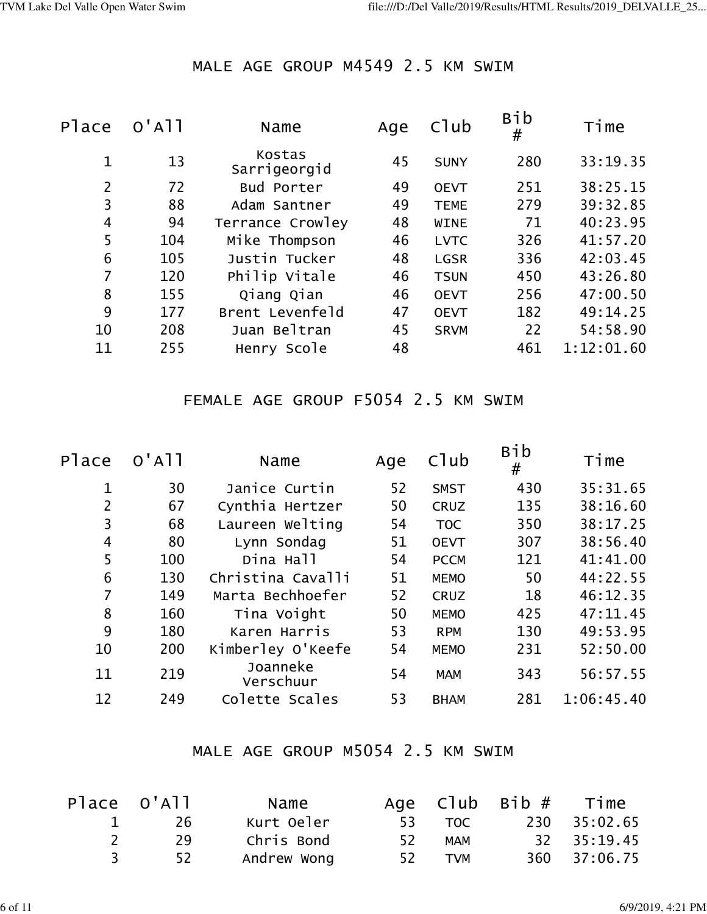## MALE AGE GROUP M4549 2.5 KM SWIM

| Place | O'All | Name | Age | Club | Bib # | Time |
|---|---|---|---|---|---|---|
| 1 | 13 | Kostas Sarrigeorgid | 45 | SUNY | 280 | 33:19.35 |
| 2 | 72 | Bud Porter | 49 | OEVT | 251 | 38:25.15 |
| 3 | 88 | Adam Santner | 49 | TEME | 279 | 39:32.85 |
| 4 | 94 | Terrance Crowley | 48 | WINE | 71 | 40:23.95 |
| 5 | 104 | Mike Thompson | 46 | LVTC | 326 | 41:57.20 |
| 6 | 105 | Justin Tucker | 48 | LGSR | 336 | 42:03.45 |
| 7 | 120 | Philip Vitale | 46 | TSUN | 450 | 43:26.80 |
| 8 | 155 | Qiang Qian | 46 | OEVT | 256 | 47:00.50 |
| 9 | 177 | Brent Levenfeld | 47 | OEVT | 182 | 49:14.25 |
| 10 | 208 | Juan Beltran | 45 | SRVM | 22 | 54:58.90 |
| 11 | 255 | Henry Scole | 48 | | 461 | 1:12:01.60 |

## FEMALE AGE GROUP F5054 2.5 KM SWIM

| Place | O'All | Name | Age | Club | Bib # | Time |
|---|---|---|---|---|---|---|
| 1 | 30 | Janice Curtin | 52 | SMST | 430 | 35:31.65 |
| 2 | 67 | Cynthia Hertzer | 50 | CRUZ | 135 | 38:16.60 |
| 3 | 68 | Laureen Welting | 54 | TOC | 350 | 38:17.25 |
| 4 | 80 | Lynn Sondag | 51 | OEVT | 307 | 38:56.40 |
| 5 | 100 | Dina Hall | 54 | PCCM | 121 | 41:41.00 |
| 6 | 130 | Christina Cavalli | 51 | MEMO | 50 | 44:22.55 |
| 7 | 149 | Marta Bechhoefer | 52 | CRUZ | 18 | 46:12.35 |
| 8 | 160 | Tina Voight | 50 | MEMO | 425 | 47:11.45 |
| 9 | 180 | Karen Harris | 53 | RPM | 130 | 49:53.95 |
| 10 | 200 | Kimberley O'Keefe | 54 | MEMO | 231 | 52:50.00 |
| 11 | 219 | Joanneke Verschuur | 54 | MAM | 343 | 56:57.55 |
| 12 | 249 | Colette Scales | 53 | BHAM | 281 | 1:06:45.40 |

## MALE AGE GROUP M5054 2.5 KM SWIM

| Place | O'All | Name | Age | Club | Bib # | Time |
|---|---|---|---|---|---|---|
| 1 | 26 | Kurt Oeler | 53 | TOC | 230 | 35:02.65 |
| 2 | 29 | Chris Bond | 52 | MAM | 32 | 35:19.45 |
| 3 | 52 | Andrew Wong | 52 | TVM | 360 | 37:06.75 |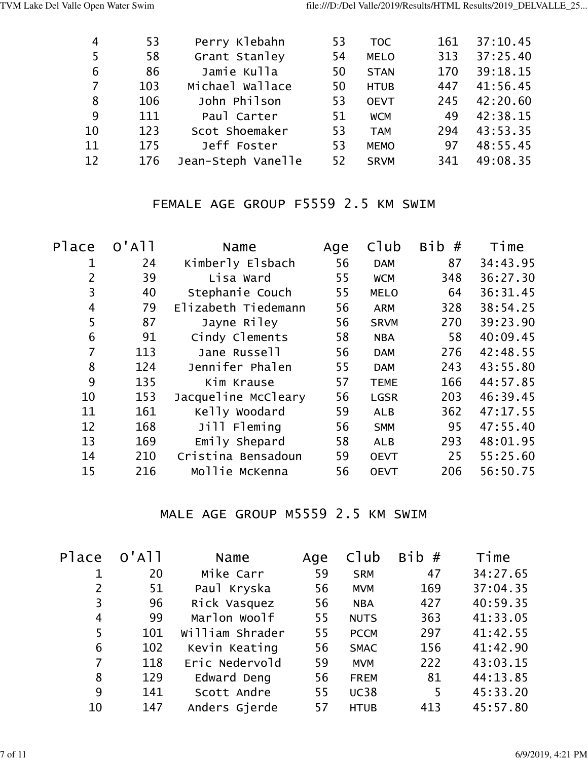| Place | O'All | Name | Age | Club | Bib # | Time |
|---|---|---|---|---|---|---|
| 4 | 53 | Perry Klebahn | 53 | TOC | 161 | 37:10.45 |
| 5 | 58 | Grant Stanley | 54 | MELO | 313 | 37:25.40 |
| 6 | 86 | Jamie Kulla | 50 | STAN | 170 | 39:18.15 |
| 7 | 103 | Michael Wallace | 50 | HTUB | 447 | 41:56.45 |
| 8 | 106 | John Philson | 53 | OEVT | 245 | 42:20.60 |
| 9 | 111 | Paul Carter | 51 | WCM | 49 | 42:38.15 |
| 10 | 123 | Scot Shoemaker | 53 | TAM | 294 | 43:53.35 |
| 11 | 175 | Jeff Foster | 53 | MEMO | 97 | 48:55.45 |
| 12 | 176 | Jean-Steph Vanelle | 52 | SRVM | 341 | 49:08.35 |

## FEMALE AGE GROUP F5559 2.5 KM SWIM

| Place | O'All | Name | Age | Club | Bib # | Time |
|---|---|---|---|---|---|---|
| 1 | 24 | Kimberly Elsbach | 56 | DAM | 87 | 34:43.95 |
| 2 | 39 | Lisa Ward | 55 | WCM | 348 | 36:27.30 |
| 3 | 40 | Stephanie Couch | 55 | MELO | 64 | 36:31.45 |
| 4 | 79 | Elizabeth Tiedemann | 56 | ARM | 328 | 38:54.25 |
| 5 | 87 | Jayne Riley | 56 | SRVM | 270 | 39:23.90 |
| 6 | 91 | Cindy Clements | 58 | NBA | 58 | 40:09.45 |
| 7 | 113 | Jane Russell | 56 | DAM | 276 | 42:48.55 |
| 8 | 124 | Jennifer Phalen | 55 | DAM | 243 | 43:55.80 |
| 9 | 135 | Kim Krause | 57 | TEME | 166 | 44:57.85 |
| 10 | 153 | Jacqueline McCleary | 56 | LGSR | 203 | 46:39.45 |
| 11 | 161 | Kelly Woodard | 59 | ALB | 362 | 47:17.55 |
| 12 | 168 | Jill Fleming | 56 | SMM | 95 | 47:55.40 |
| 13 | 169 | Emily Shepard | 58 | ALB | 293 | 48:01.95 |
| 14 | 210 | Cristina Bensadoun | 59 | OEVT | 25 | 55:25.60 |
| 15 | 216 | Mollie McKenna | 56 | OEVT | 206 | 56:50.75 |

## MALE AGE GROUP M5559 2.5 KM SWIM

| Place | O'All | Name | Age | Club | Bib # | Time |
|---|---|---|---|---|---|---|
| 1 | 20 | Mike Carr | 59 | SRM | 47 | 34:27.65 |
| 2 | 51 | Paul Kryska | 56 | MVM | 169 | 37:04.35 |
| 3 | 96 | Rick Vasquez | 56 | NBA | 427 | 40:59.35 |
| 4 | 99 | Marlon Woolf | 55 | NUTS | 363 | 41:33.05 |
| 5 | 101 | William Shrader | 55 | PCCM | 297 | 41:42.55 |
| 6 | 102 | Kevin Keating | 56 | SMAC | 156 | 41:42.90 |
| 7 | 118 | Eric Nedervold | 59 | MVM | 222 | 43:03.15 |
| 8 | 129 | Edward Deng | 56 | FREM | 81 | 44:13.85 |
| 9 | 141 | Scott Andre | 55 | UC38 | 5 | 45:33.20 |
| 10 | 147 | Anders Gjerde | 57 | HTUB | 413 | 45:57.80 |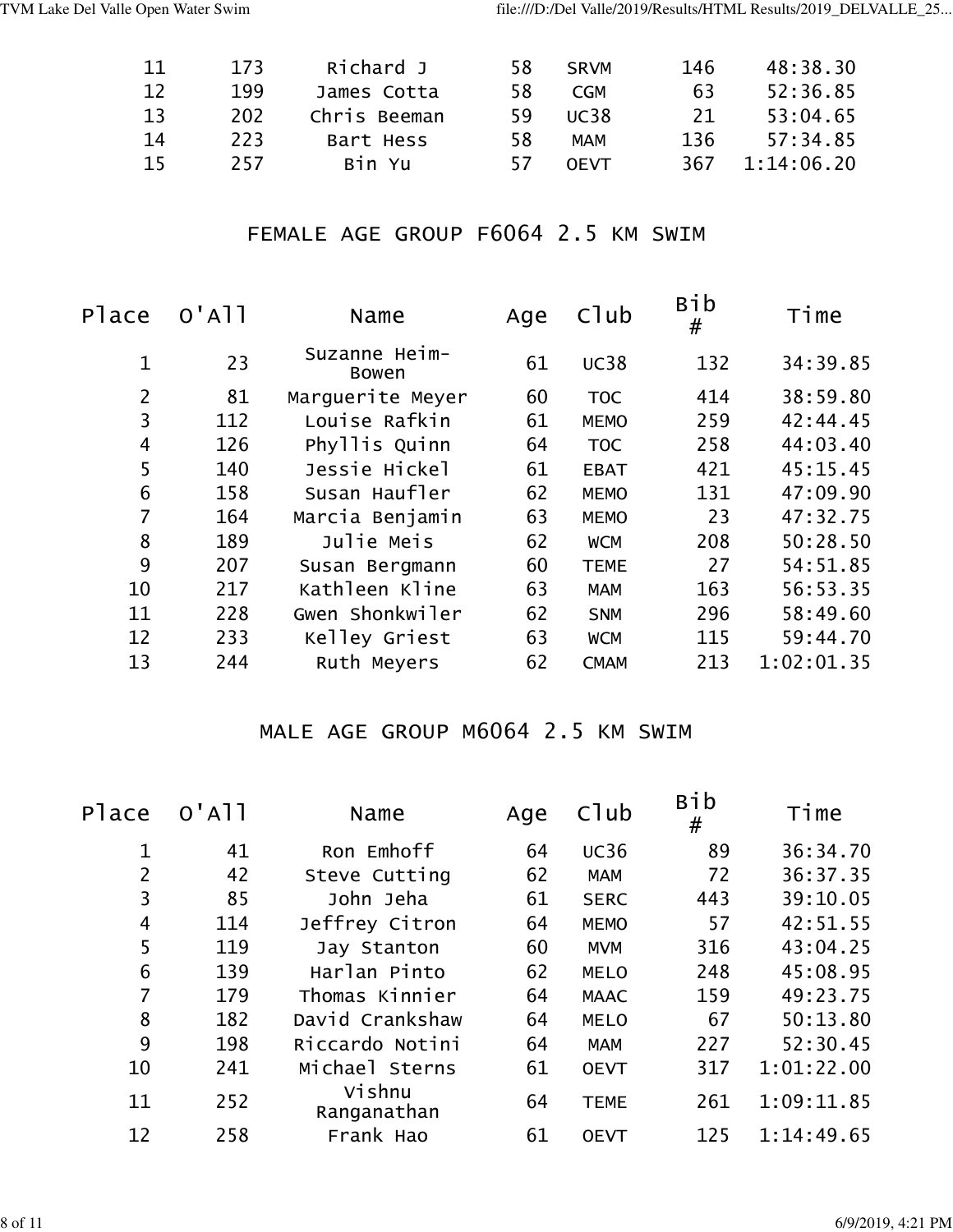| Place | O'All | Name | Age | Club | Bib # | Time |
|---|---|---|---|---|---|---|
| 11 | 173 | Richard J | 58 | SRVM | 146 | 48:38.30 |
| 12 | 199 | James Cotta | 58 | CGM | 63 | 52:36.85 |
| 13 | 202 | Chris Beeman | 59 | UC38 | 21 | 53:04.65 |
| 14 | 223 | Bart Hess | 58 | MAM | 136 | 57:34.85 |
| 15 | 257 | Bin Yu | 57 | OEVT | 367 | 1:14:06.20 |

## FEMALE AGE GROUP F6064 2.5 KM SWIM

| Place | O'All | Name | Age | Club | Bib # | Time |
|---|---|---|---|---|---|---|
| 1 | 23 | Suzanne Heim-Bowen | 61 | UC38 | 132 | 34:39.85 |
| 2 | 81 | Marguerite Meyer | 60 | TOC | 414 | 38:59.80 |
| 3 | 112 | Louise Rafkin | 61 | MEMO | 259 | 42:44.45 |
| 4 | 126 | Phyllis Quinn | 64 | TOC | 258 | 44:03.40 |
| 5 | 140 | Jessie Hickel | 61 | EBAT | 421 | 45:15.45 |
| 6 | 158 | Susan Haufler | 62 | MEMO | 131 | 47:09.90 |
| 7 | 164 | Marcia Benjamin | 63 | MEMO | 23 | 47:32.75 |
| 8 | 189 | Julie Meis | 62 | WCM | 208 | 50:28.50 |
| 9 | 207 | Susan Bergmann | 60 | TEME | 27 | 54:51.85 |
| 10 | 217 | Kathleen Kline | 63 | MAM | 163 | 56:53.35 |
| 11 | 228 | Gwen Shonkwiler | 62 | SNM | 296 | 58:49.60 |
| 12 | 233 | Kelley Griest | 63 | WCM | 115 | 59:44.70 |
| 13 | 244 | Ruth Meyers | 62 | CMAM | 213 | 1:02:01.35 |

## MALE AGE GROUP M6064 2.5 KM SWIM

| Place | O'All | Name | Age | Club | Bib # | Time |
|---|---|---|---|---|---|---|
| 1 | 41 | Ron Emhoff | 64 | UC36 | 89 | 36:34.70 |
| 2 | 42 | Steve Cutting | 62 | MAM | 72 | 36:37.35 |
| 3 | 85 | John Jeha | 61 | SERC | 443 | 39:10.05 |
| 4 | 114 | Jeffrey Citron | 64 | MEMO | 57 | 42:51.55 |
| 5 | 119 | Jay Stanton | 60 | MVM | 316 | 43:04.25 |
| 6 | 139 | Harlan Pinto | 62 | MELO | 248 | 45:08.95 |
| 7 | 179 | Thomas Kinnier | 64 | MAAC | 159 | 49:23.75 |
| 8 | 182 | David Crankshaw | 64 | MELO | 67 | 50:13.80 |
| 9 | 198 | Riccardo Notini | 64 | MAM | 227 | 52:30.45 |
| 10 | 241 | Michael Sterns | 61 | OEVT | 317 | 1:01:22.00 |
| 11 | 252 | Vishnu Ranganathan | 64 | TEME | 261 | 1:09:11.85 |
| 12 | 258 | Frank Hao | 61 | OEVT | 125 | 1:14:49.65 |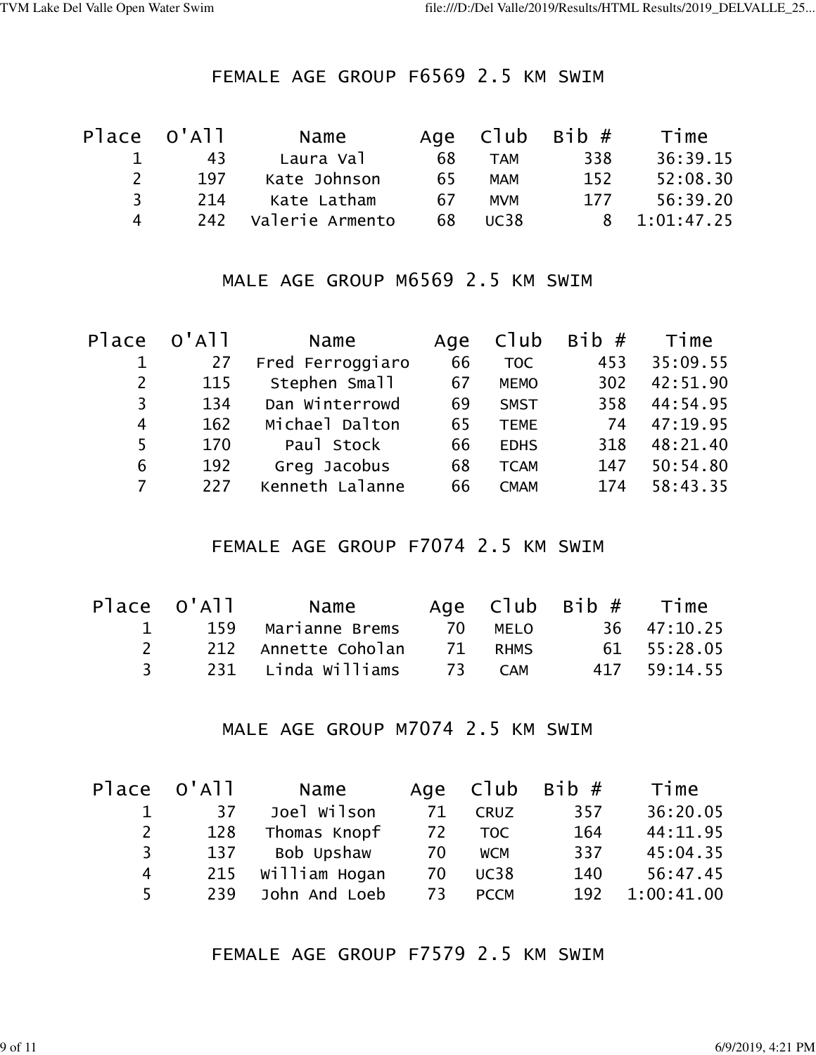## FEMALE AGE GROUP F6569 2.5 KM SWIM

| Place | O'All | Name | Age | Club | Bib # | Time |
|---|---|---|---|---|---|---|
| 1 | 43 | Laura Val | 68 | TAM | 338 | 36:39.15 |
| 2 | 197 | Kate Johnson | 65 | MAM | 152 | 52:08.30 |
| 3 | 214 | Kate Latham | 67 | MVM | 177 | 56:39.20 |
| 4 | 242 | Valerie Armento | 68 | UC38 | 8 | 1:01:47.25 |

## MALE AGE GROUP M6569 2.5 KM SWIM

| Place | O'All | Name | Age | Club | Bib # | Time |
|---|---|---|---|---|---|---|
| 1 | 27 | Fred Ferroggiaro | 66 | TOC | 453 | 35:09.55 |
| 2 | 115 | Stephen Small | 67 | MEMO | 302 | 42:51.90 |
| 3 | 134 | Dan Winterrowd | 69 | SMST | 358 | 44:54.95 |
| 4 | 162 | Michael Dalton | 65 | TEME | 74 | 47:19.95 |
| 5 | 170 | Paul Stock | 66 | EDHS | 318 | 48:21.40 |
| 6 | 192 | Greg Jacobus | 68 | TCAM | 147 | 50:54.80 |
| 7 | 227 | Kenneth Lalanne | 66 | CMAM | 174 | 58:43.35 |

## FEMALE AGE GROUP F7074 2.5 KM SWIM

| Place | O'All | Name | Age | Club | Bib # | Time |
|---|---|---|---|---|---|---|
| 1 | 159 | Marianne Brems | 70 | MELO | 36 | 47:10.25 |
| 2 | 212 | Annette Coholan | 71 | RHMS | 61 | 55:28.05 |
| 3 | 231 | Linda Williams | 73 | CAM | 417 | 59:14.55 |

## MALE AGE GROUP M7074 2.5 KM SWIM

| Place | O'All | Name | Age | Club | Bib # | Time |
|---|---|---|---|---|---|---|
| 1 | 37 | Joel Wilson | 71 | CRUZ | 357 | 36:20.05 |
| 2 | 128 | Thomas Knopf | 72 | TOC | 164 | 44:11.95 |
| 3 | 137 | Bob Upshaw | 70 | WCM | 337 | 45:04.35 |
| 4 | 215 | William Hogan | 70 | UC38 | 140 | 56:47.45 |
| 5 | 239 | John And Loeb | 73 | PCCM | 192 | 1:00:41.00 |

## FEMALE AGE GROUP F7579 2.5 KM SWIM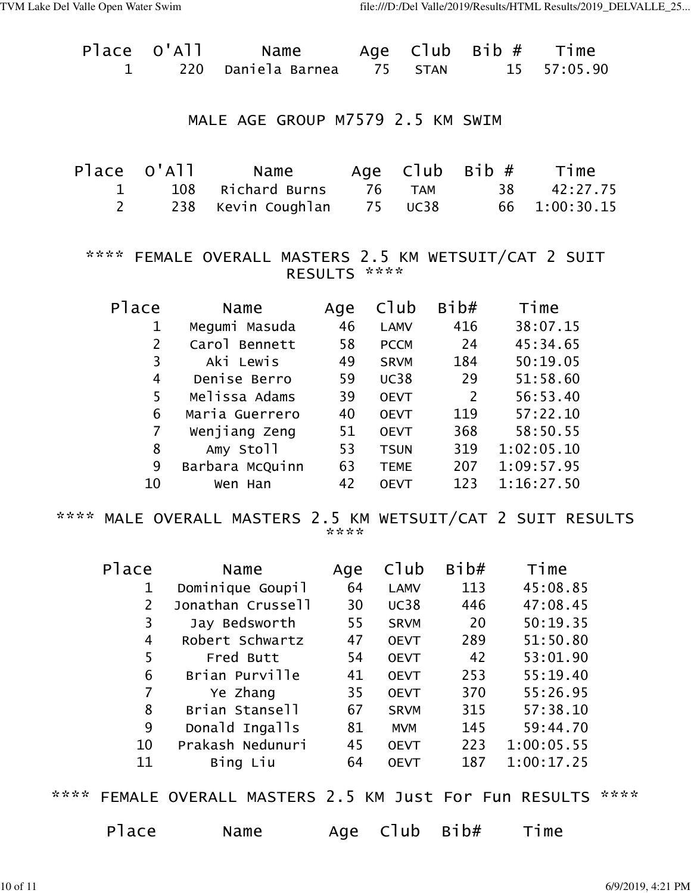| Place | O'All | Name | Age | Club | Bib # | Time |
|---|---|---|---|---|---|---|
| 1 | 220 | Daniela Barnea | 75 | STAN | 15 | 57:05.90 |

## MALE AGE GROUP M7579 2.5 KM SWIM

| Place | O'All | Name | Age | Club | Bib # | Time |
|---|---|---|---|---|---|---|
| 1 | 108 | Richard Burns | 76 | TAM | 38 | 42:27.75 |
| 2 | 238 | Kevin Coughlan | 75 | UC38 | 66 | 1:00:30.15 |

## **** FEMALE OVERALL MASTERS 2.5 KM WETSUIT/CAT 2 SUIT RESULTS ****

| Place | Name | Age | Club | Bib# | Time |
|---|---|---|---|---|---|
| 1 | Megumi Masuda | 46 | LAMV | 416 | 38:07.15 |
| 2 | Carol Bennett | 58 | PCCM | 24 | 45:34.65 |
| 3 | Aki Lewis | 49 | SRVM | 184 | 50:19.05 |
| 4 | Denise Berro | 59 | UC38 | 29 | 51:58.60 |
| 5 | Melissa Adams | 39 | OEVT | 2 | 56:53.40 |
| 6 | Maria Guerrero | 40 | OEVT | 119 | 57:22.10 |
| 7 | Wenjiang Zeng | 51 | OEVT | 368 | 58:50.55 |
| 8 | Amy Stoll | 53 | TSUN | 319 | 1:02:05.10 |
| 9 | Barbara McQuinn | 63 | TEME | 207 | 1:09:57.95 |
| 10 | Wen Han | 42 | OEVT | 123 | 1:16:27.50 |

## **** MALE OVERALL MASTERS 2.5 KM WETSUIT/CAT 2 SUIT RESULTS ****

| Place | Name | Age | Club | Bib# | Time |
|---|---|---|---|---|---|
| 1 | Dominique Goupil | 64 | LAMV | 113 | 45:08.85 |
| 2 | Jonathan Crussell | 30 | UC38 | 446 | 47:08.45 |
| 3 | Jay Bedsworth | 55 | SRVM | 20 | 50:19.35 |
| 4 | Robert Schwartz | 47 | OEVT | 289 | 51:50.80 |
| 5 | Fred Butt | 54 | OEVT | 42 | 53:01.90 |
| 6 | Brian Purville | 41 | OEVT | 253 | 55:19.40 |
| 7 | Ye Zhang | 35 | OEVT | 370 | 55:26.95 |
| 8 | Brian Stansell | 67 | SRVM | 315 | 57:38.10 |
| 9 | Donald Ingalls | 81 | MVM | 145 | 59:44.70 |
| 10 | Prakash Nedunuri | 45 | OEVT | 223 | 1:00:05.55 |
| 11 | Bing Liu | 64 | OEVT | 187 | 1:00:17.25 |

## **** FEMALE OVERALL MASTERS 2.5 KM Just For Fun RESULTS ****

| Place | Name | Age | Club | Bib# | Time |
|---|---|---|---|---|---|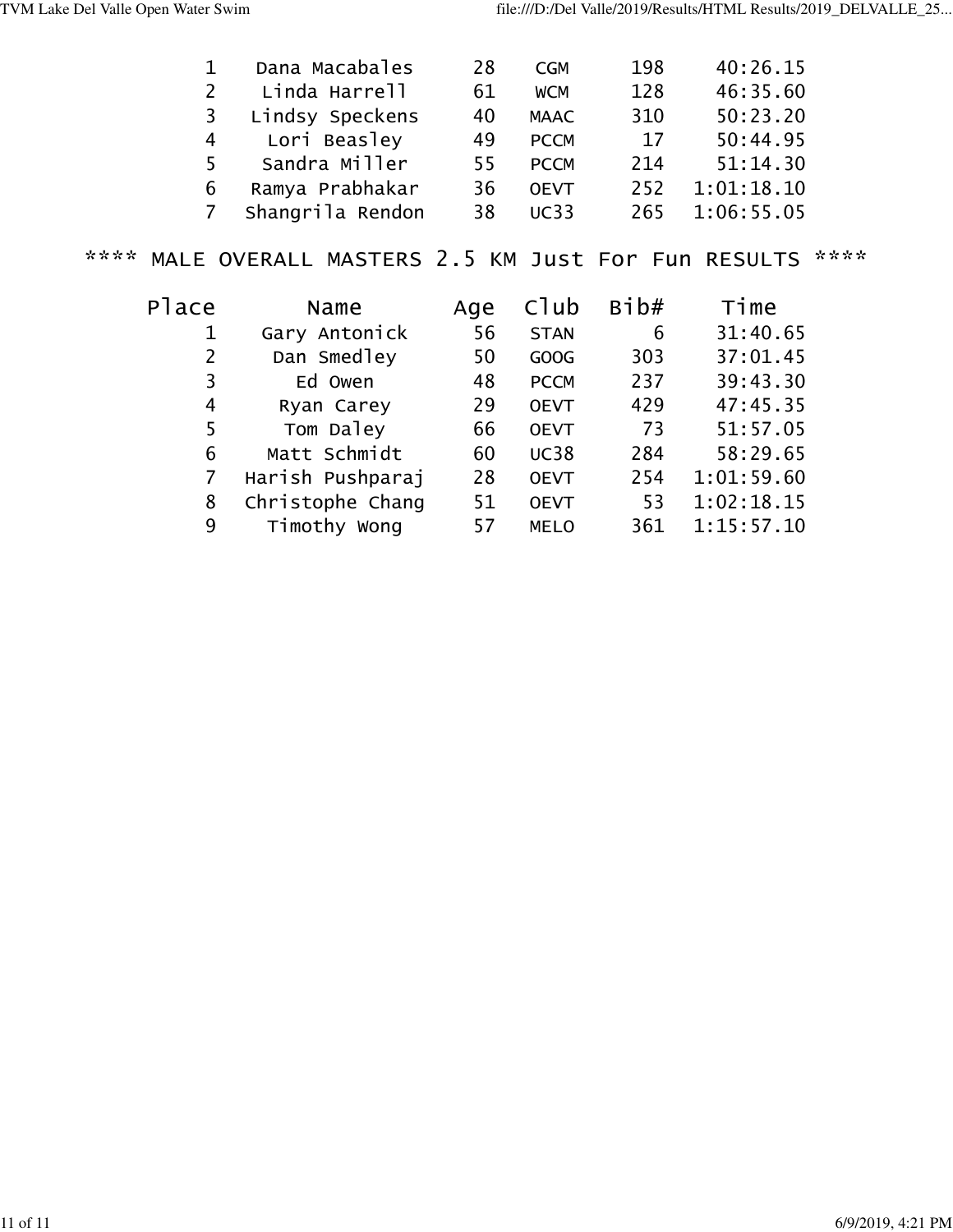| | | | | | |
|---|---|---|---|---|---|
| 1 | Dana Macabales | 28 | CGM | 198 | 40:26.15 |
| 2 | Linda Harrell | 61 | WCM | 128 | 46:35.60 |
| 3 | Lindsy Speckens | 40 | MAAC | 310 | 50:23.20 |
| 4 | Lori Beasley | 49 | PCCM | 17 | 50:44.95 |
| 5 | Sandra Miller | 55 | PCCM | 214 | 51:14.30 |
| 6 | Ramya Prabhakar | 36 | OEVT | 252 | 1:01:18.10 |
| 7 | Shangrila Rendon | 38 | UC33 | 265 | 1:06:55.05 |

**** MALE OVERALL MASTERS 2.5 KM Just For Fun RESULTS ****

| Place | Name | Age | Club | Bib# | Time |
|---|---|---|---|---|---|
| 1 | Gary Antonick | 56 | STAN | 6 | 31:40.65 |
| 2 | Dan Smedley | 50 | GOOG | 303 | 37:01.45 |
| 3 | Ed Owen | 48 | PCCM | 237 | 39:43.30 |
| 4 | Ryan Carey | 29 | OEVT | 429 | 47:45.35 |
| 5 | Tom Daley | 66 | OEVT | 73 | 51:57.05 |
| 6 | Matt Schmidt | 60 | UC38 | 284 | 58:29.65 |
| 7 | Harish Pushparaj | 28 | OEVT | 254 | 1:01:59.60 |
| 8 | Christophe Chang | 51 | OEVT | 53 | 1:02:18.15 |
| 9 | Timothy Wong | 57 | MELO | 361 | 1:15:57.10 |